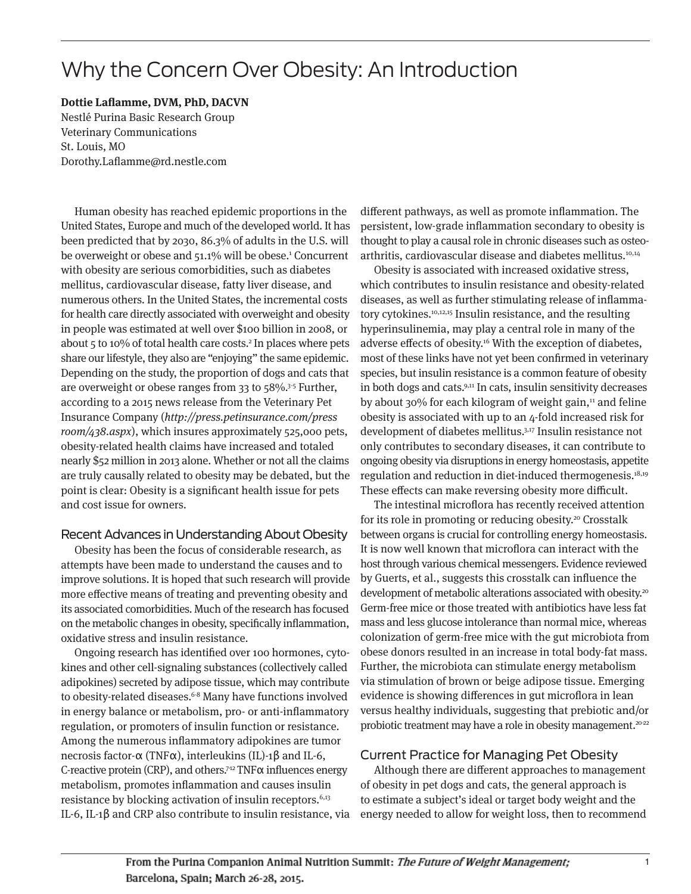# Why the Concern Over Obesity: An Introduction

**Dottie Laflamme, DVM, PhD, DACVN**
Nestlé Purina Basic Research Group
Veterinary Communications
St. Louis, MO
Dorothy.Laflamme@rd.nestle.com

Human obesity has reached epidemic proportions in the United States, Europe and much of the developed world. It has been predicted that by 2030, 86.3% of adults in the U.S. will be overweight or obese and 51.1% will be obese.[1] Concurrent with obesity are serious comorbidities, such as diabetes mellitus, cardiovascular disease, fatty liver disease, and numerous others. In the United States, the incremental costs for health care directly associated with overweight and obesity in people was estimated at well over $100 billion in 2008, or about 5 to 10% of total health care costs.[2] In places where pets share our lifestyle, they also are "enjoying" the same epidemic. Depending on the study, the proportion of dogs and cats that are overweight or obese ranges from 33 to 58%.[3-5] Further, according to a 2015 news release from the Veterinary Pet Insurance Company (*http://press.petinsurance.com/pressroom/438.aspx*), which insures approximately 525,000 pets, obesity-related health claims have increased and totaled nearly $52 million in 2013 alone. Whether or not all the claims are truly causally related to obesity may be debated, but the point is clear: Obesity is a significant health issue for pets and cost issue for owners.

## Recent Advances in Understanding About Obesity

Obesity has been the focus of considerable research, as attempts have been made to understand the causes and to improve solutions. It is hoped that such research will provide more effective means of treating and preventing obesity and its associated comorbidities. Much of the research has focused on the metabolic changes in obesity, specifically inflammation, oxidative stress and insulin resistance.

Ongoing research has identified over 100 hormones, cytokines and other cell-signaling substances (collectively called adipokines) secreted by adipose tissue, which may contribute to obesity-related diseases.[6-8] Many have functions involved in energy balance or metabolism, pro- or anti-inflammatory regulation, or promoters of insulin function or resistance. Among the numerous inflammatory adipokines are tumor necrosis factor-α (TNFα), interleukins (IL)-1β and IL-6, C-reactive protein (CRP), and others.[7-12] TNFα influences energy metabolism, promotes inflammation and causes insulin resistance by blocking activation of insulin receptors.[6,13] IL-6, IL-1β and CRP also contribute to insulin resistance, via different pathways, as well as promote inflammation. The persistent, low-grade inflammation secondary to obesity is thought to play a causal role in chronic diseases such as osteoarthritis, cardiovascular disease and diabetes mellitus.[10,14]

Obesity is associated with increased oxidative stress, which contributes to insulin resistance and obesity-related diseases, as well as further stimulating release of inflammatory cytokines.[10,12,15] Insulin resistance, and the resulting hyperinsulinemia, may play a central role in many of the adverse effects of obesity.[16] With the exception of diabetes, most of these links have not yet been confirmed in veterinary species, but insulin resistance is a common feature of obesity in both dogs and cats.[9,11] In cats, insulin sensitivity decreases by about 30% for each kilogram of weight gain,[11] and feline obesity is associated with up to an 4-fold increased risk for development of diabetes mellitus.[3,17] Insulin resistance not only contributes to secondary diseases, it can contribute to ongoing obesity via disruptions in energy homeostasis, appetite regulation and reduction in diet-induced thermogenesis.[18,19] These effects can make reversing obesity more difficult.

The intestinal microflora has recently received attention for its role in promoting or reducing obesity.[20] Crosstalk between organs is crucial for controlling energy homeostasis. It is now well known that microflora can interact with the host through various chemical messengers. Evidence reviewed by Guerts, et al., suggests this crosstalk can influence the development of metabolic alterations associated with obesity.[20] Germ-free mice or those treated with antibiotics have less fat mass and less glucose intolerance than normal mice, whereas colonization of germ-free mice with the gut microbiota from obese donors resulted in an increase in total body-fat mass. Further, the microbiota can stimulate energy metabolism via stimulation of brown or beige adipose tissue. Emerging evidence is showing differences in gut microflora in lean versus healthy individuals, suggesting that prebiotic and/or probiotic treatment may have a role in obesity management.[20-22]

## Current Practice for Managing Pet Obesity

Although there are different approaches to management of obesity in pet dogs and cats, the general approach is to estimate a subject's ideal or target body weight and the energy needed to allow for weight loss, then to recommend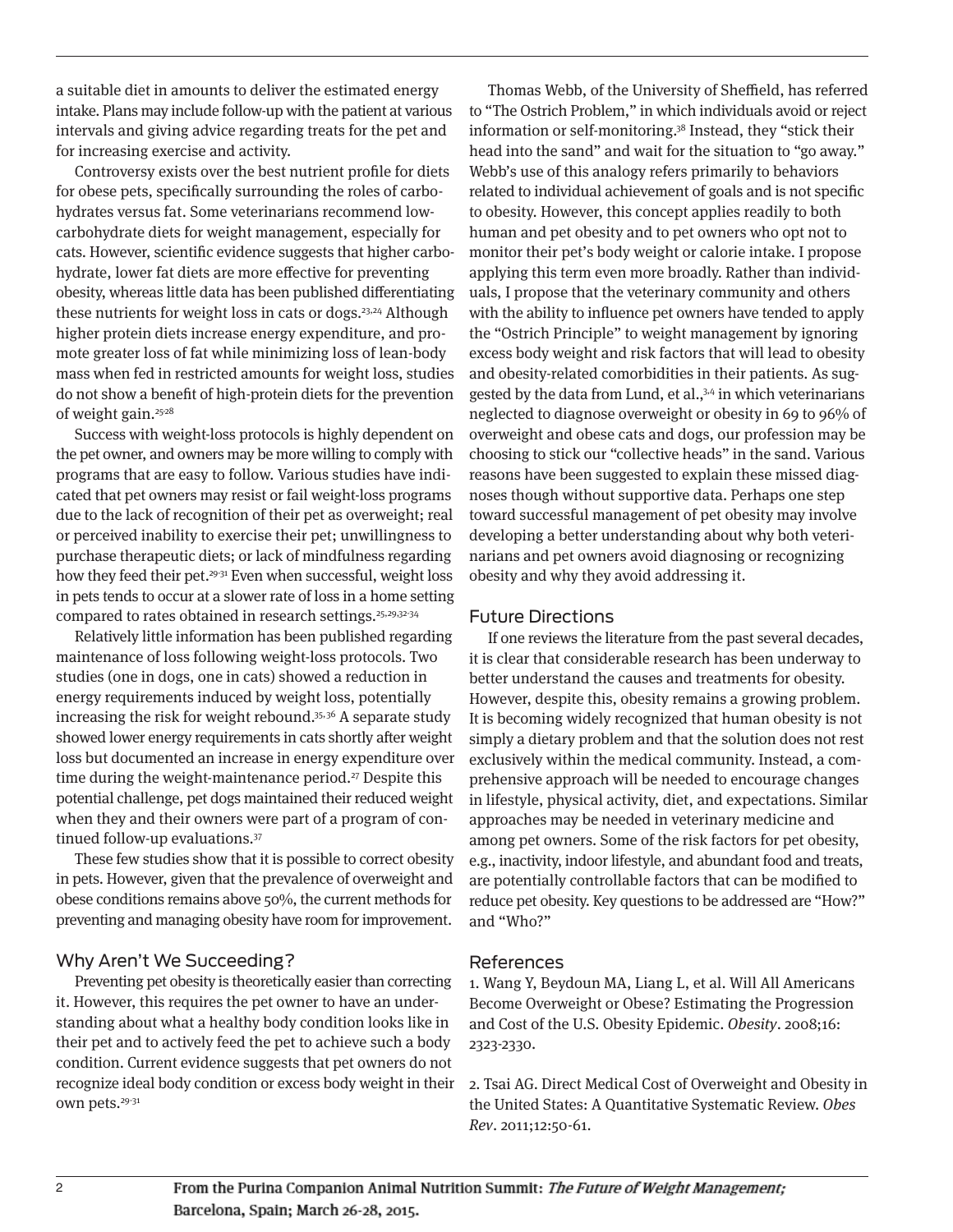a suitable diet in amounts to deliver the estimated energy intake. Plans may include follow-up with the patient at various intervals and giving advice regarding treats for the pet and for increasing exercise and activity.

Controversy exists over the best nutrient profile for diets for obese pets, specifically surrounding the roles of carbohydrates versus fat. Some veterinarians recommend low-carbohydrate diets for weight management, especially for cats. However, scientific evidence suggests that higher carbohydrate, lower fat diets are more effective for preventing obesity, whereas little data has been published differentiating these nutrients for weight loss in cats or dogs.[23,24] Although higher protein diets increase energy expenditure, and promote greater loss of fat while minimizing loss of lean-body mass when fed in restricted amounts for weight loss, studies do not show a benefit of high-protein diets for the prevention of weight gain.[25-28]

Success with weight-loss protocols is highly dependent on the pet owner, and owners may be more willing to comply with programs that are easy to follow. Various studies have indicated that pet owners may resist or fail weight-loss programs due to the lack of recognition of their pet as overweight; real or perceived inability to exercise their pet; unwillingness to purchase therapeutic diets; or lack of mindfulness regarding how they feed their pet.[29-31] Even when successful, weight loss in pets tends to occur at a slower rate of loss in a home setting compared to rates obtained in research settings.[25,29,32-34]

Relatively little information has been published regarding maintenance of loss following weight-loss protocols. Two studies (one in dogs, one in cats) showed a reduction in energy requirements induced by weight loss, potentially increasing the risk for weight rebound.[35,36] A separate study showed lower energy requirements in cats shortly after weight loss but documented an increase in energy expenditure over time during the weight-maintenance period.[27] Despite this potential challenge, pet dogs maintained their reduced weight when they and their owners were part of a program of continued follow-up evaluations.[37]

These few studies show that it is possible to correct obesity in pets. However, given that the prevalence of overweight and obese conditions remains above 50%, the current methods for preventing and managing obesity have room for improvement.

## Why Aren't We Succeeding?

Preventing pet obesity is theoretically easier than correcting it. However, this requires the pet owner to have an understanding about what a healthy body condition looks like in their pet and to actively feed the pet to achieve such a body condition. Current evidence suggests that pet owners do not recognize ideal body condition or excess body weight in their own pets.[29-31]

Thomas Webb, of the University of Sheffield, has referred to "The Ostrich Problem," in which individuals avoid or reject information or self-monitoring.[38] Instead, they "stick their head into the sand" and wait for the situation to "go away." Webb's use of this analogy refers primarily to behaviors related to individual achievement of goals and is not specific to obesity. However, this concept applies readily to both human and pet obesity and to pet owners who opt not to monitor their pet's body weight or calorie intake. I propose applying this term even more broadly. Rather than individuals, I propose that the veterinary community and others with the ability to influence pet owners have tended to apply the "Ostrich Principle" to weight management by ignoring excess body weight and risk factors that will lead to obesity and obesity-related comorbidities in their patients. As suggested by the data from Lund, et al.,[3,4] in which veterinarians neglected to diagnose overweight or obesity in 69 to 96% of overweight and obese cats and dogs, our profession may be choosing to stick our "collective heads" in the sand. Various reasons have been suggested to explain these missed diagnoses though without supportive data. Perhaps one step toward successful management of pet obesity may involve developing a better understanding about why both veterinarians and pet owners avoid diagnosing or recognizing obesity and why they avoid addressing it.

## Future Directions

If one reviews the literature from the past several decades, it is clear that considerable research has been underway to better understand the causes and treatments for obesity. However, despite this, obesity remains a growing problem. It is becoming widely recognized that human obesity is not simply a dietary problem and that the solution does not rest exclusively within the medical community. Instead, a comprehensive approach will be needed to encourage changes in lifestyle, physical activity, diet, and expectations. Similar approaches may be needed in veterinary medicine and among pet owners. Some of the risk factors for pet obesity, e.g., inactivity, indoor lifestyle, and abundant food and treats, are potentially controllable factors that can be modified to reduce pet obesity. Key questions to be addressed are "How?" and "Who?"

## References

1. Wang Y, Beydoun MA, Liang L, et al. Will All Americans Become Overweight or Obese? Estimating the Progression and Cost of the U.S. Obesity Epidemic. *Obesity*. 2008;16: 2323-2330.

2. Tsai AG. Direct Medical Cost of Overweight and Obesity in the United States: A Quantitative Systematic Review. *Obes Rev*. 2011;12:50-61.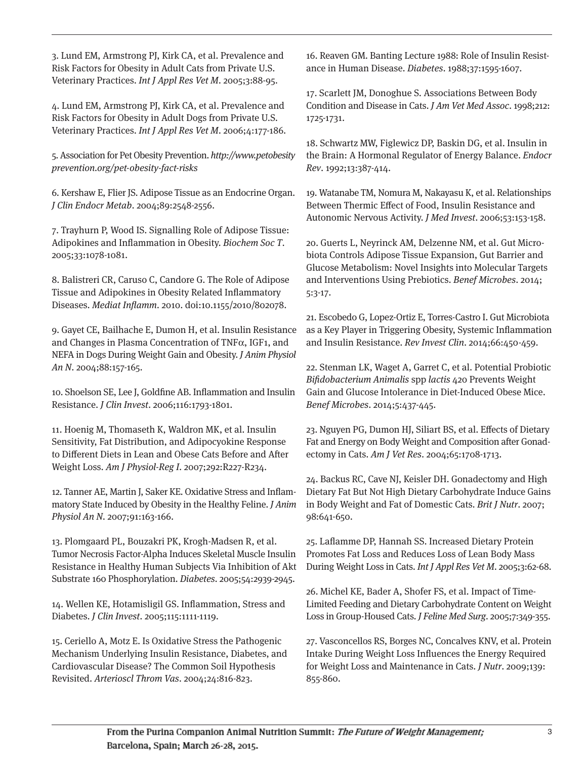3. Lund EM, Armstrong PJ, Kirk CA, et al. Prevalence and Risk Factors for Obesity in Adult Cats from Private U.S. Veterinary Practices. *Int J Appl Res Vet M*. 2005;3:88-95.

4. Lund EM, Armstrong PJ, Kirk CA, et al. Prevalence and Risk Factors for Obesity in Adult Dogs from Private U.S. Veterinary Practices. *Int J Appl Res Vet M*. 2006;4:177-186.

5. Association for Pet Obesity Prevention. *http://www.petobesityprevention.org/pet-obesity-fact-risks*

6. Kershaw E, Flier JS. Adipose Tissue as an Endocrine Organ. *J Clin Endocr Metab*. 2004;89:2548-2556.

7. Trayhurn P, Wood IS. Signalling Role of Adipose Tissue: Adipokines and Inflammation in Obesity. *Biochem Soc T*. 2005;33:1078-1081.

8. Balistreri CR, Caruso C, Candore G. The Role of Adipose Tissue and Adipokines in Obesity Related Inflammatory Diseases. *Mediat Inflamm*. 2010. doi:10.1155/2010/802078.

9. Gayet CE, Bailhache E, Dumon H, et al. Insulin Resistance and Changes in Plasma Concentration of TNF$\alpha$, IGF1, and NEFA in Dogs During Weight Gain and Obesity. *J Anim Physiol An N*. 2004;88:157-165.

10. Shoelson SE, Lee J, Goldfine AB. Inflammation and Insulin Resistance. *J Clin Invest*. 2006;116:1793-1801.

11. Hoenig M, Thomaseth K, Waldron MK, et al. Insulin Sensitivity, Fat Distribution, and Adipocyokine Response to Different Diets in Lean and Obese Cats Before and After Weight Loss. *Am J Physiol-Reg I*. 2007;292:R227-R234.

12. Tanner AE, Martin J, Saker KE. Oxidative Stress and Inflammatory State Induced by Obesity in the Healthy Feline. *J Anim Physiol An N*. 2007;91:163-166.

13. Plomgaard PL, Bouzakri PK, Krogh-Madsen R, et al. Tumor Necrosis Factor-Alpha Induces Skeletal Muscle Insulin Resistance in Healthy Human Subjects Via Inhibition of Akt Substrate 160 Phosphorylation. *Diabetes*. 2005;54:2939-2945.

14. Wellen KE, Hotamisligil GS. Inflammation, Stress and Diabetes. *J Clin Invest*. 2005;115:1111-1119.

15. Ceriello A, Motz E. Is Oxidative Stress the Pathogenic Mechanism Underlying Insulin Resistance, Diabetes, and Cardiovascular Disease? The Common Soil Hypothesis Revisited. *Arterioscl Throm Vas*. 2004;24:816-823.

16. Reaven GM. Banting Lecture 1988: Role of Insulin Resistance in Human Disease. *Diabetes*. 1988;37:1595-1607.

17. Scarlett JM, Donoghue S. Associations Between Body Condition and Disease in Cats. *J Am Vet Med Assoc*. 1998;212:1725-1731.

18. Schwartz MW, Figlewicz DP, Baskin DG, et al. Insulin in the Brain: A Hormonal Regulator of Energy Balance. *Endocr Rev*. 1992;13:387-414.

19. Watanabe TM, Nomura M, Nakayasu K, et al. Relationships Between Thermic Effect of Food, Insulin Resistance and Autonomic Nervous Activity. *J Med Invest*. 2006;53:153-158.

20. Guerts L, Neyrinck AM, Delzenne NM, et al. Gut Microbiota Controls Adipose Tissue Expansion, Gut Barrier and Glucose Metabolism: Novel Insights into Molecular Targets and Interventions Using Prebiotics. *Benef Microbes*. 2014;5:3-17.

21. Escobedo G, Lopez-Ortiz E, Torres-Castro I. Gut Microbiota as a Key Player in Triggering Obesity, Systemic Inflammation and Insulin Resistance. *Rev Invest Clin*. 2014;66:450-459.

22. Stenman LK, Waget A, Garret C, et al. Potential Probiotic *Bifidobacterium Animalis* spp *lactis* 420 Prevents Weight Gain and Glucose Intolerance in Diet-Induced Obese Mice. *Benef Microbes*. 2014;5:437-445.

23. Nguyen PG, Dumon HJ, Siliart BS, et al. Effects of Dietary Fat and Energy on Body Weight and Composition after Gonadectomy in Cats. *Am J Vet Res*. 2004;65:1708-1713.

24. Backus RC, Cave NJ, Keisler DH. Gonadectomy and High Dietary Fat But Not High Dietary Carbohydrate Induce Gains in Body Weight and Fat of Domestic Cats. *Brit J Nutr*. 2007;98:641-650.

25. Laflamme DP, Hannah SS. Increased Dietary Protein Promotes Fat Loss and Reduces Loss of Lean Body Mass During Weight Loss in Cats. *Int J Appl Res Vet M*. 2005;3:62-68.

26. Michel KE, Bader A, Shofer FS, et al. Impact of Time-Limited Feeding and Dietary Carbohydrate Content on Weight Loss in Group-Housed Cats. *J Feline Med Surg*. 2005;7:349-355.

27. Vasconcellos RS, Borges NC, Concalves KNV, et al. Protein Intake During Weight Loss Influences the Energy Required for Weight Loss and Maintenance in Cats. *J Nutr*. 2009;139:855-860.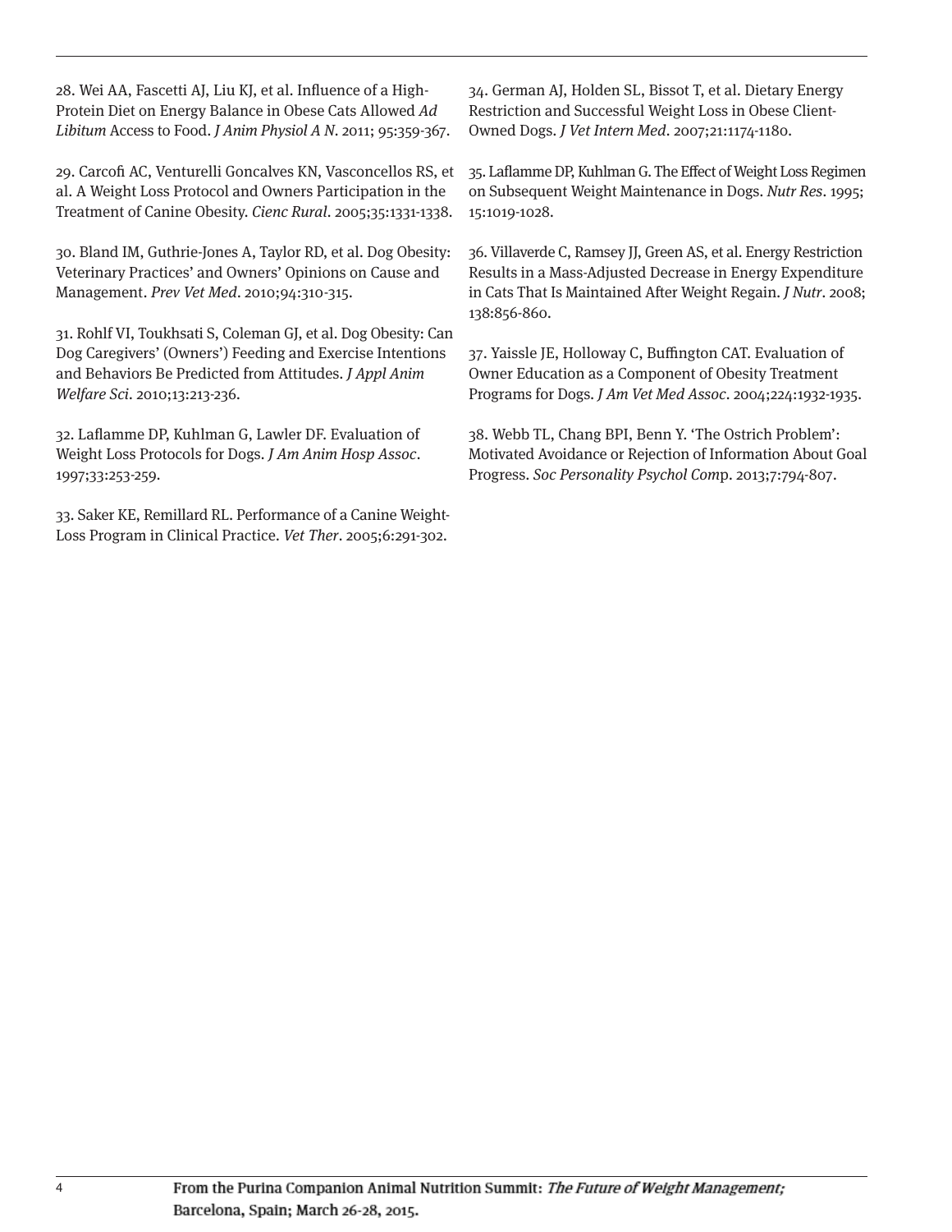28. Wei AA, Fascetti AJ, Liu KJ, et al. Influence of a High-Protein Diet on Energy Balance in Obese Cats Allowed *Ad Libitum* Access to Food. *J Anim Physiol A N*. 2011; 95:359-367.

29. Carcofi AC, Venturelli Goncalves KN, Vasconcellos RS, et al. A Weight Loss Protocol and Owners Participation in the Treatment of Canine Obesity. *Cienc Rural*. 2005;35:1331-1338.

30. Bland IM, Guthrie-Jones A, Taylor RD, et al. Dog Obesity: Veterinary Practices' and Owners' Opinions on Cause and Management. *Prev Vet Med*. 2010;94:310-315.

31. Rohlf VI, Toukhsati S, Coleman GJ, et al. Dog Obesity: Can Dog Caregivers' (Owners') Feeding and Exercise Intentions and Behaviors Be Predicted from Attitudes. *J Appl Anim Welfare Sci*. 2010;13:213-236.

32. Laflamme DP, Kuhlman G, Lawler DF. Evaluation of Weight Loss Protocols for Dogs. *J Am Anim Hosp Assoc*. 1997;33:253-259.

33. Saker KE, Remillard RL. Performance of a Canine Weight-Loss Program in Clinical Practice. *Vet Ther*. 2005;6:291-302.

34. German AJ, Holden SL, Bissot T, et al. Dietary Energy Restriction and Successful Weight Loss in Obese Client-Owned Dogs. *J Vet Intern Med*. 2007;21:1174-1180.

35. Laflamme DP, Kuhlman G. The Effect of Weight Loss Regimen on Subsequent Weight Maintenance in Dogs. *Nutr Res*. 1995; 15:1019-1028.

36. Villaverde C, Ramsey JJ, Green AS, et al. Energy Restriction Results in a Mass-Adjusted Decrease in Energy Expenditure in Cats That Is Maintained After Weight Regain. *J Nutr*. 2008; 138:856-860.

37. Yaissle JE, Holloway C, Buffington CAT. Evaluation of Owner Education as a Component of Obesity Treatment Programs for Dogs. *J Am Vet Med Assoc*. 2004;224:1932-1935.

38. Webb TL, Chang BPI, Benn Y. 'The Ostrich Problem': Motivated Avoidance or Rejection of Information About Goal Progress. *Soc Personality Psychol Com*p. 2013;7:794-807.